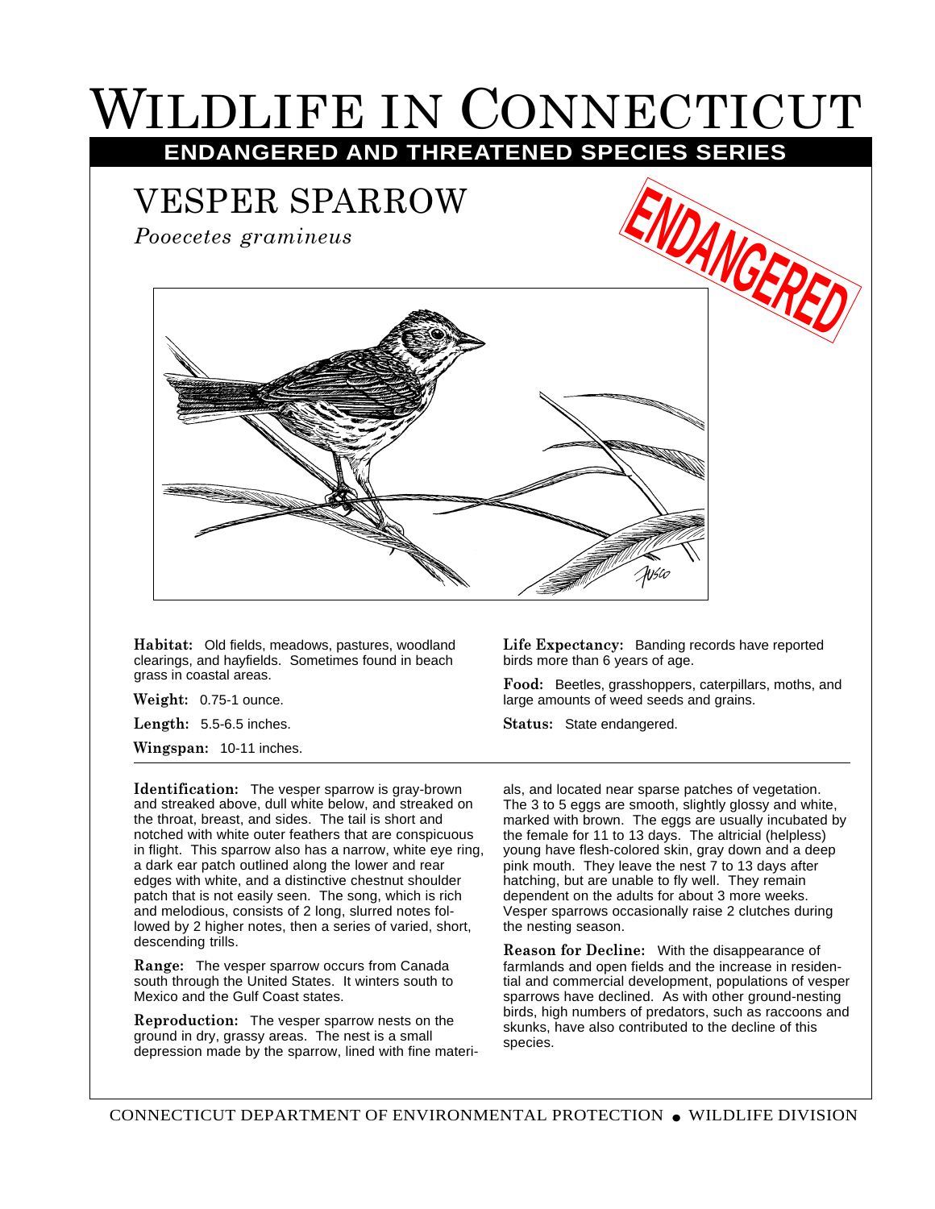# WILDLIFE IN CONNECTICUT

**ENDANGERED AND THREATENED SPECIES SERIES**

## VESPER SPARROW

*Pooecetes gramineus*

ENDANGERED

**Habitat:** Old fields, meadows, pastures, woodland clearings, and hayfields. Sometimes found in beach grass in coastal areas.

**Weight:** 0.75-1 ounce.

**Length:** 5.5-6.5 inches.

**Wingspan:** 10-11 inches.

**Life Expectancy:** Banding records have reported birds more than 6 years of age.

**Food:** Beetles, grasshoppers, caterpillars, moths, and large amounts of weed seeds and grains.

**Status:** State endangered.

**Identification:** The vesper sparrow is gray-brown and streaked above, dull white below, and streaked on the throat, breast, and sides. The tail is short and notched with white outer feathers that are conspicuous in flight. This sparrow also has a narrow, white eye ring, a dark ear patch outlined along the lower and rear edges with white, and a distinctive chestnut shoulder patch that is not easily seen. The song, which is rich and melodious, consists of 2 long, slurred notes followed by 2 higher notes, then a series of varied, short, descending trills.

**Range:** The vesper sparrow occurs from Canada south through the United States. It winters south to Mexico and the Gulf Coast states.

**Reproduction:** The vesper sparrow nests on the ground in dry, grassy areas. The nest is a small depression made by the sparrow, lined with fine materials, and located near sparse patches of vegetation. The 3 to 5 eggs are smooth, slightly glossy and white, marked with brown. The eggs are usually incubated by the female for 11 to 13 days. The altricial (helpless) young have flesh-colored skin, gray down and a deep pink mouth. They leave the nest 7 to 13 days after hatching, but are unable to fly well. They remain dependent on the adults for about 3 more weeks. Vesper sparrows occasionally raise 2 clutches during the nesting season.

**Reason for Decline:** With the disappearance of farmlands and open fields and the increase in residential and commercial development, populations of vesper sparrows have declined. As with other ground-nesting birds, high numbers of predators, such as raccoons and skunks, have also contributed to the decline of this species.

CONNECTICUT DEPARTMENT OF ENVIRONMENTAL PROTECTION • WILDLIFE DIVISION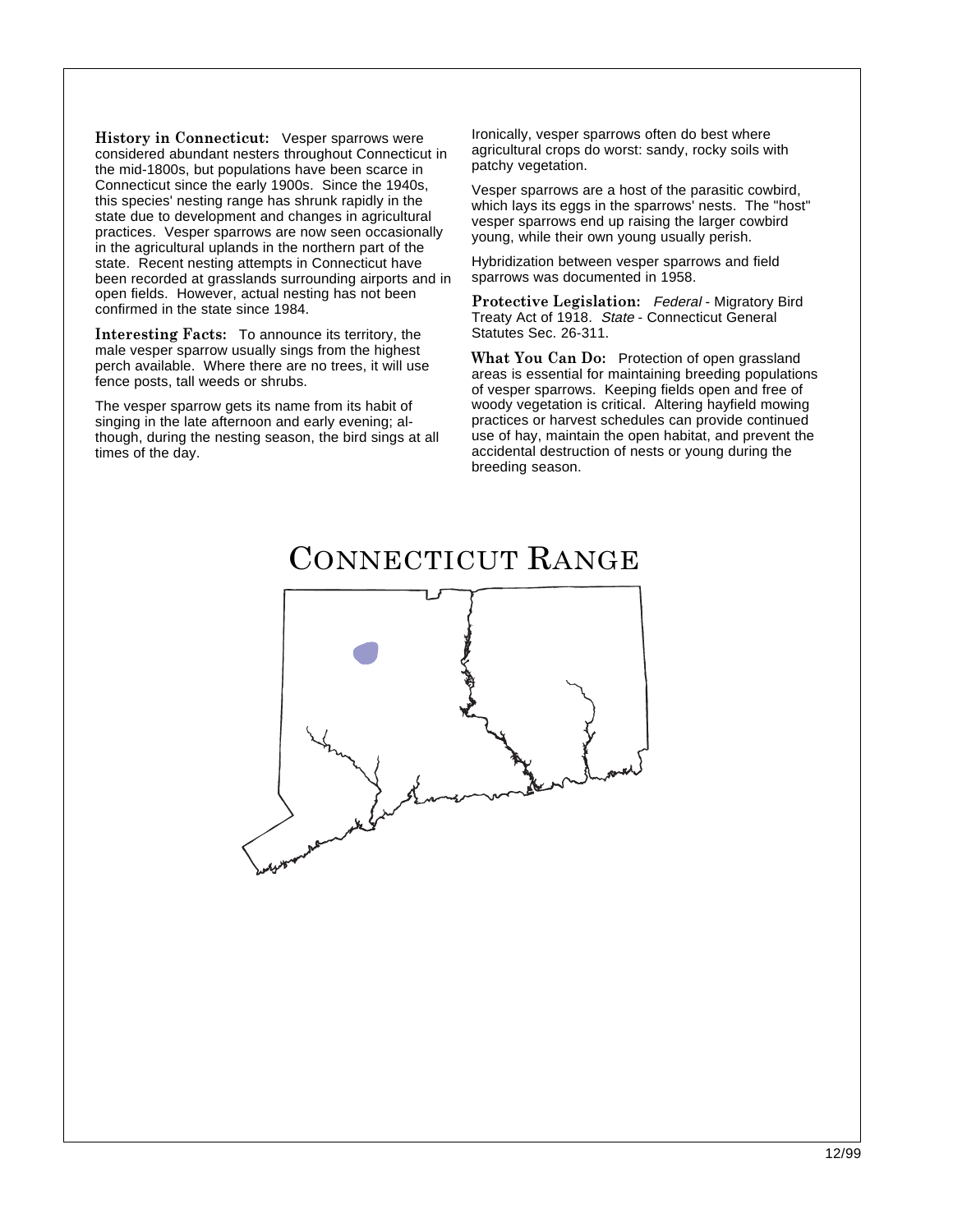**History in Connecticut:** Vesper sparrows were considered abundant nesters throughout Connecticut in the mid-1800s, but populations have been scarce in Connecticut since the early 1900s. Since the 1940s, this species' nesting range has shrunk rapidly in the state due to development and changes in agricultural practices. Vesper sparrows are now seen occasionally in the agricultural uplands in the northern part of the state. Recent nesting attempts in Connecticut have been recorded at grasslands surrounding airports and in open fields. However, actual nesting has not been confirmed in the state since 1984.

**Interesting Facts:** To announce its territory, the male vesper sparrow usually sings from the highest perch available. Where there are no trees, it will use fence posts, tall weeds or shrubs.

The vesper sparrow gets its name from its habit of singing in the late afternoon and early evening; although, during the nesting season, the bird sings at all times of the day.

Ironically, vesper sparrows often do best where agricultural crops do worst: sandy, rocky soils with patchy vegetation.

Vesper sparrows are a host of the parasitic cowbird, which lays its eggs in the sparrows' nests. The "host" vesper sparrows end up raising the larger cowbird young, while their own young usually perish.

Hybridization between vesper sparrows and field sparrows was documented in 1958.

**Protective Legislation:** *Federal* - Migratory Bird Treaty Act of 1918. *State* - Connecticut General Statutes Sec. 26-311.

**What You Can Do:** Protection of open grassland areas is essential for maintaining breeding populations of vesper sparrows. Keeping fields open and free of woody vegetation is critical. Altering hayfield mowing practices or harvest schedules can provide continued use of hay, maintain the open habitat, and prevent the accidental destruction of nests or young during the breeding season.

## Connecticut Range

12/99